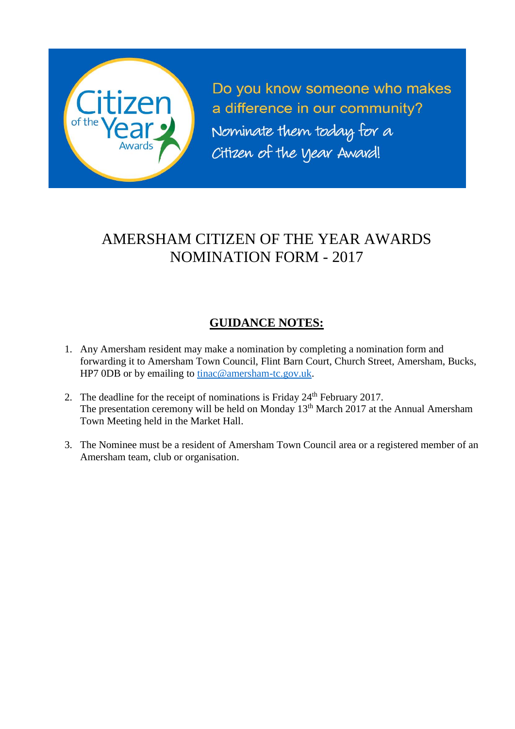Citizen of the Year Awards

Do you know someone who makes a difference in our community?

Nominate them today for a Citizen of the Year Award!

# AMERSHAM CITIZEN OF THE YEAR AWARDS NOMINATION FORM - 2017

## GUIDANCE NOTES:

1. Any Amersham resident may make a nomination by completing a nomination form and forwarding it to Amersham Town Council, Flint Barn Court, Church Street, Amersham, Bucks, HP7 0DB or by emailing to tinac@amersham-tc.gov.uk.

2. The deadline for the receipt of nominations is Friday 24th February 2017.
   The presentation ceremony will be held on Monday 13th March 2017 at the Annual Amersham Town Meeting held in the Market Hall.

3. The Nominee must be a resident of Amersham Town Council area or a registered member of an Amersham team, club or organisation.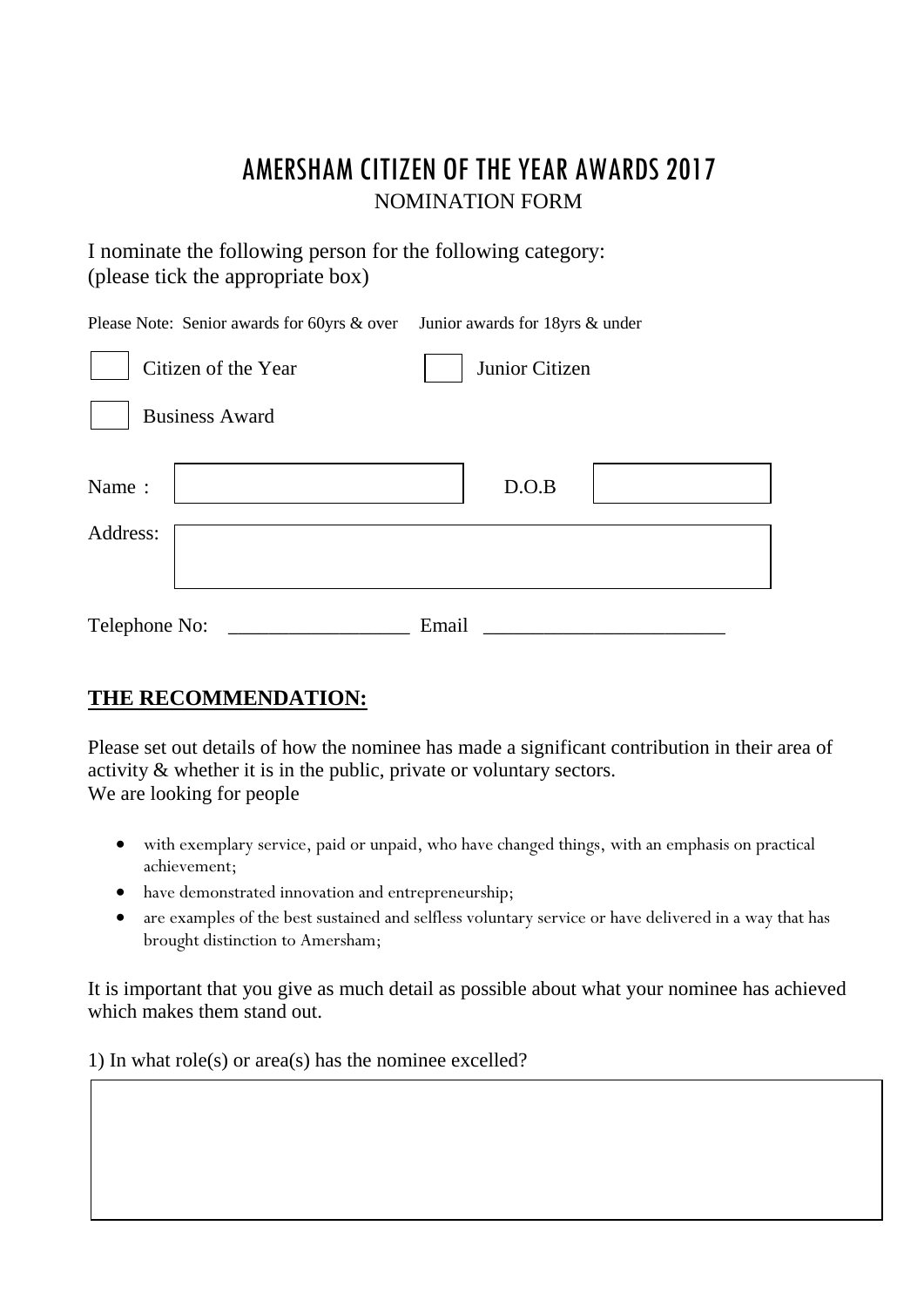# AMERSHAM CITIZEN OF THE YEAR AWARDS 2017

NOMINATION FORM

I nominate the following person for the following category:
(please tick the appropriate box)

Please Note: Senior awards for 60yrs & over Junior awards for 18yrs & under

☐ Citizen of the Year ☐ Junior Citizen

☐ Business Award

Name : ____________________ D.O.B ____________

Address: ________________________________________

Telephone No: __________________ Email ________________________

**THE RECOMMENDATION:**

Please set out details of how the nominee has made a significant contribution in their area of activity & whether it is in the public, private or voluntary sectors.
We are looking for people

- with exemplary service, paid or unpaid, who have changed things, with an emphasis on practical achievement;
- have demonstrated innovation and entrepreneurship;
- are examples of the best sustained and selfless voluntary service or have delivered in a way that has brought distinction to Amersham;

It is important that you give as much detail as possible about what your nominee has achieved which makes them stand out.

1) In what role(s) or area(s) has the nominee excelled?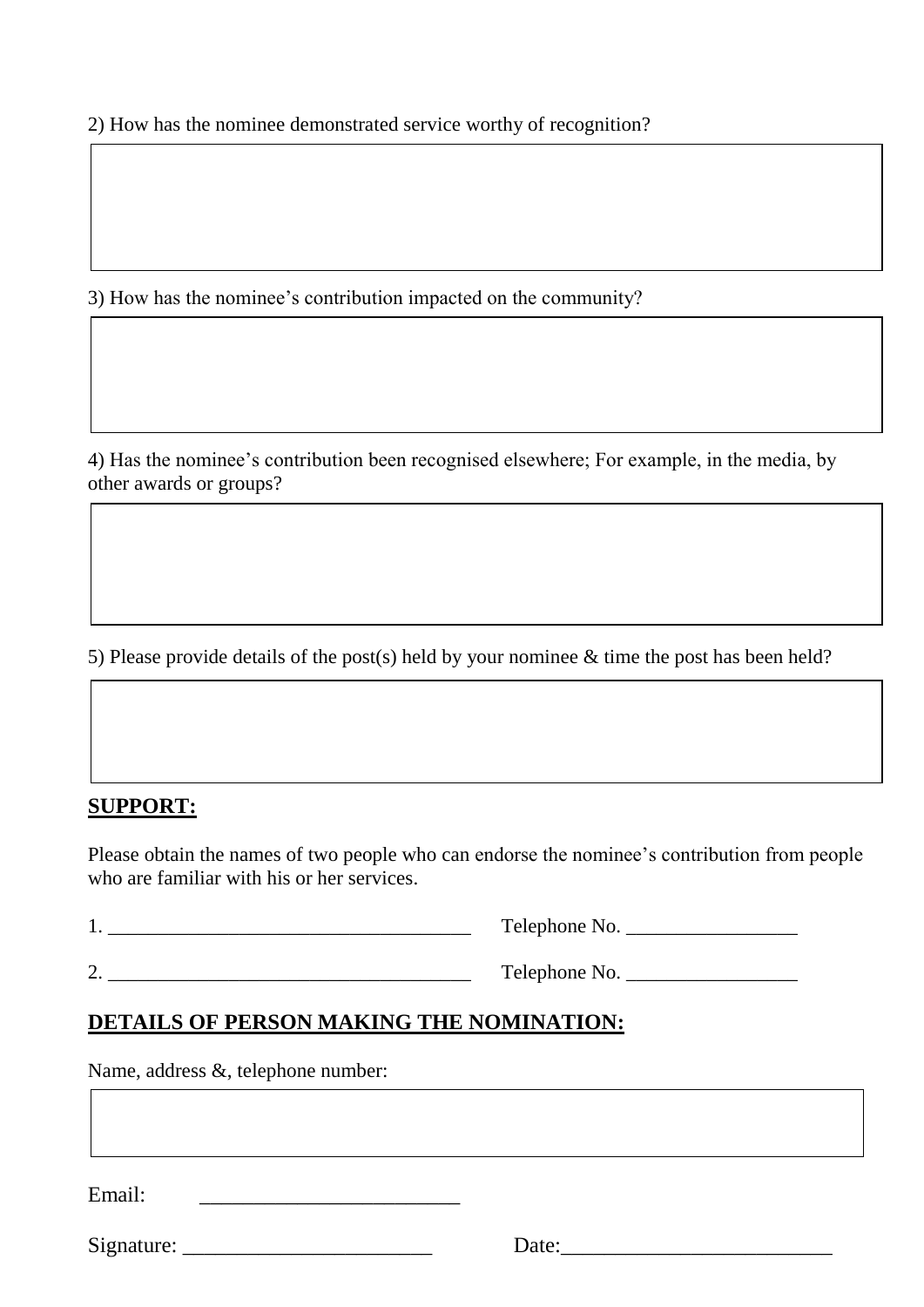2) How has the nominee demonstrated service worthy of recognition?

3) How has the nominee's contribution impacted on the community?

4) Has the nominee's contribution been recognised elsewhere; For example, in the media, by other awards or groups?

5) Please provide details of the post(s) held by your nominee & time the post has been held?

## **SUPPORT:**

Please obtain the names of two people who can endorse the nominee's contribution from people who are familiar with his or her services.

1. ____________________________________ Telephone No. _________________

2. ____________________________________ Telephone No. _________________

## **DETAILS OF PERSON MAKING THE NOMINATION:**

Name, address &, telephone number:

Email: ________________________

Signature: _______________________ Date:_________________________